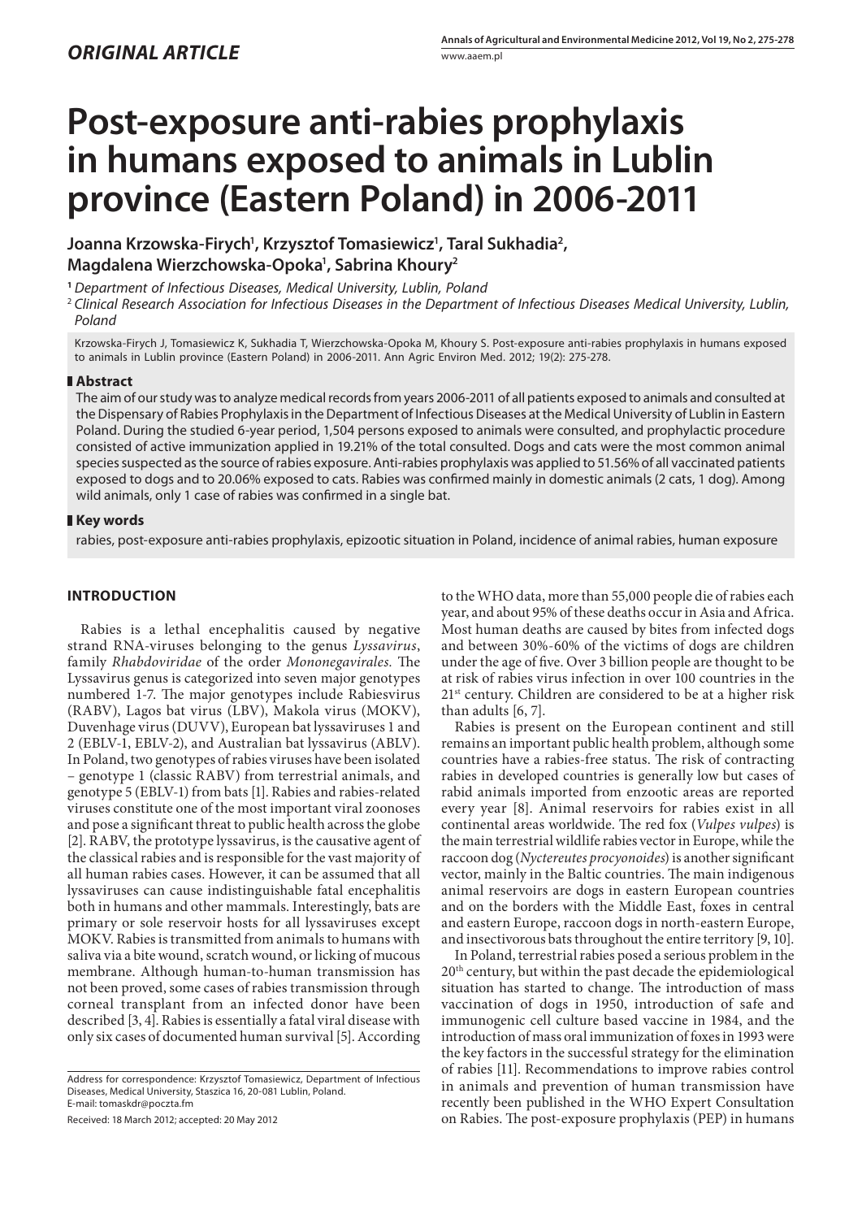## *ORIGINAL ARTICLE*

# Post-exposure anti-rabies prophylaxis in humans exposed to animals in Lublin province (Eastern Poland) in 2006-2011

**Joanna Krzowska-Firych[1], Krzysztof Tomasiewicz[1], Taral Sukhadia[2], Magdalena Wierzchowska-Opoka[1], Sabrina Khoury[2]**

[1] *Department of Infectious Diseases, Medical University, Lublin, Poland*

[2] *Clinical Research Association for Infectious Diseases in the Department of Infectious Diseases Medical University, Lublin, Poland*

Krzowska-Firych J, Tomasiewicz K, Sukhadia T, Wierzchowska-Opoka M, Khoury S. Post-exposure anti-rabies prophylaxis in humans exposed to animals in Lublin province (Eastern Poland) in 2006-2011. Ann Agric Environ Med. 2012; 19(2): 275-278.

## Abstract

The aim of our study was to analyze medical records from years 2006-2011 of all patients exposed to animals and consulted at the Dispensary of Rabies Prophylaxis in the Department of Infectious Diseases at the Medical University of Lublin in Eastern Poland. During the studied 6-year period, 1,504 persons exposed to animals were consulted, and prophylactic procedure consisted of active immunization applied in 19.21% of the total consulted. Dogs and cats were the most common animal species suspected as the source of rabies exposure. Anti-rabies prophylaxis was applied to 51.56% of all vaccinated patients exposed to dogs and to 20.06% exposed to cats. Rabies was confirmed mainly in domestic animals (2 cats, 1 dog). Among wild animals, only 1 case of rabies was confirmed in a single bat.

## Key words

rabies, post-exposure anti-rabies prophylaxis, epizootic situation in Poland, incidence of animal rabies, human exposure

## INTRODUCTION

Rabies is a lethal encephalitis caused by negative strand RNA-viruses belonging to the genus *Lyssavirus*, family *Rhabdoviridae* of the order *Mononegavirales.* The Lyssavirus genus is categorized into seven major genotypes numbered 1-7. The major genotypes include Rabiesvirus (RABV), Lagos bat virus (LBV), Makola virus (MOKV), Duvenhage virus (DUVV), European bat lyssaviruses 1 and 2 (EBLV-1, EBLV-2), and Australian bat lyssavirus (ABLV). In Poland, two genotypes of rabies viruses have been isolated – genotype 1 (classic RABV) from terrestrial animals, and genotype 5 (EBLV-1) from bats [1]. Rabies and rabies-related viruses constitute one of the most important viral zoonoses and pose a significant threat to public health across the globe [2]. RABV, the prototype lyssavirus, is the causative agent of the classical rabies and is responsible for the vast majority of all human rabies cases. However, it can be assumed that all lyssaviruses can cause indistinguishable fatal encephalitis both in humans and other mammals. Interestingly, bats are primary or sole reservoir hosts for all lyssaviruses except MOKV. Rabies is transmitted from animals to humans with saliva via a bite wound, scratch wound, or licking of mucous membrane. Although human-to-human transmission has not been proved, some cases of rabies transmission through corneal transplant from an infected donor have been described [3, 4]. Rabies is essentially a fatal viral disease with only six cases of documented human survival [5]. According to the WHO data, more than 55,000 people die of rabies each year, and about 95% of these deaths occur in Asia and Africa. Most human deaths are caused by bites from infected dogs and between 30%-60% of the victims of dogs are children under the age of five. Over 3 billion people are thought to be at risk of rabies virus infection in over 100 countries in the 21st century. Children are considered to be at a higher risk than adults [6, 7].

Rabies is present on the European continent and still remains an important public health problem, although some countries have a rabies-free status. The risk of contracting rabies in developed countries is generally low but cases of rabid animals imported from enzootic areas are reported every year [8]. Animal reservoirs for rabies exist in all continental areas worldwide. The red fox (*Vulpes vulpes*) is the main terrestrial wildlife rabies vector in Europe, while the raccoon dog (*Nyctereutes procyonoides*) is another significant vector, mainly in the Baltic countries. The main indigenous animal reservoirs are dogs in eastern European countries and on the borders with the Middle East, foxes in central and eastern Europe, raccoon dogs in north-eastern Europe, and insectivorous bats throughout the entire territory [9, 10].

In Poland, terrestrial rabies posed a serious problem in the 20th century, but within the past decade the epidemiological situation has started to change. The introduction of mass vaccination of dogs in 1950, introduction of safe and immunogenic cell culture based vaccine in 1984, and the introduction of mass oral immunization of foxes in 1993 were the key factors in the successful strategy for the elimination of rabies [11]. Recommendations to improve rabies control in animals and prevention of human transmission have recently been published in the WHO Expert Consultation on Rabies. The post-exposure prophylaxis (PEP) in humans

Address for correspondence: Krzysztof Tomasiewicz, Department of Infectious Diseases, Medical University, Staszica 16, 20-081 Lublin, Poland.
E-mail: tomaskdr@poczta.fm

Received: 18 March 2012; accepted: 20 May 2012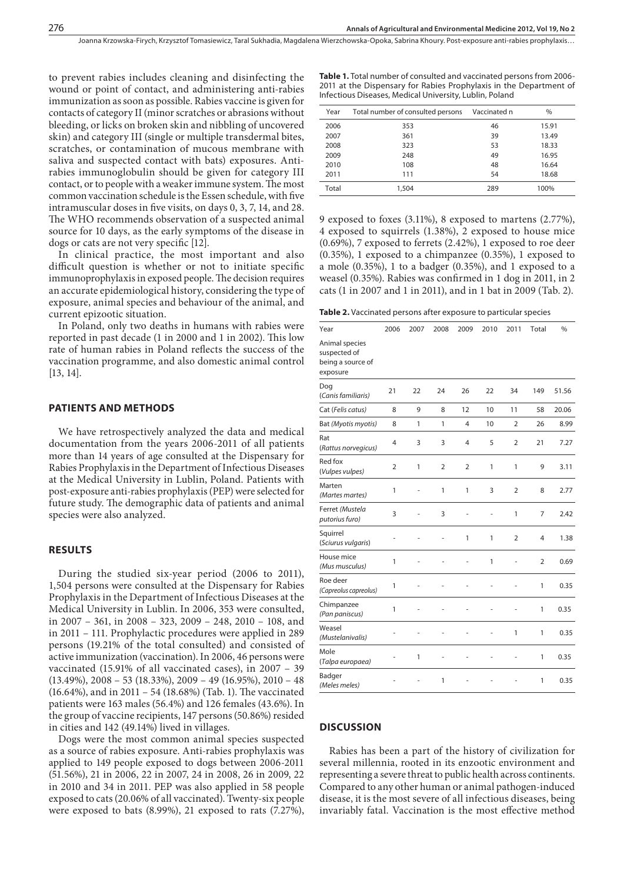to prevent rabies includes cleaning and disinfecting the wound or point of contact, and administering anti-rabies immunization as soon as possible. Rabies vaccine is given for contacts of category II (minor scratches or abrasions without bleeding, or licks on broken skin and nibbling of uncovered skin) and category III (single or multiple transdermal bites, scratches, or contamination of mucous membrane with saliva and suspected contact with bats) exposures. Anti-rabies immunoglobulin should be given for category III contact, or to people with a weaker immune system. The most common vaccination schedule is the Essen schedule, with five intramuscular doses in five visits, on days 0, 3, 7, 14, and 28. The WHO recommends observation of a suspected animal source for 10 days, as the early symptoms of the disease in dogs or cats are not very specific [12].

In clinical practice, the most important and also difficult question is whether or not to initiate specific immunoprophylaxis in exposed people. The decision requires an accurate epidemiological history, considering the type of exposure, animal species and behaviour of the animal, and current epizootic situation.

In Poland, only two deaths in humans with rabies were reported in past decade (1 in 2000 and 1 in 2002). This low rate of human rabies in Poland reflects the success of the vaccination programme, and also domestic animal control [13, 14].

## PATIENTS AND METHODS

We have retrospectively analyzed the data and medical documentation from the years 2006-2011 of all patients more than 14 years of age consulted at the Dispensary for Rabies Prophylaxis in the Department of Infectious Diseases at the Medical University in Lublin, Poland. Patients with post-exposure anti-rabies prophylaxis (PEP) were selected for future study. The demographic data of patients and animal species were also analyzed.

## RESULTS

During the studied six-year period (2006 to 2011), 1,504 persons were consulted at the Dispensary for Rabies Prophylaxis in the Department of Infectious Diseases at the Medical University in Lublin. In 2006, 353 were consulted, in 2007 – 361, in 2008 – 323, 2009 – 248, 2010 – 108, and in 2011 – 111. Prophylactic procedures were applied in 289 persons (19.21% of the total consulted) and consisted of active immunization (vaccination). In 2006, 46 persons were vaccinated (15.91% of all vaccinated cases), in 2007 – 39 (13.49%), 2008 – 53 (18.33%), 2009 – 49 (16.95%), 2010 – 48 (16.64%), and in 2011 – 54 (18.68%) (Tab. 1). The vaccinated patients were 163 males (56.4%) and 126 females (43.6%). In the group of vaccine recipients, 147 persons (50.86%) resided in cities and 142 (49.14%) lived in villages.

Dogs were the most common animal species suspected as a source of rabies exposure. Anti-rabies prophylaxis was applied to 149 people exposed to dogs between 2006-2011 (51.56%), 21 in 2006, 22 in 2007, 24 in 2008, 26 in 2009, 22 in 2010 and 34 in 2011. PEP was also applied in 58 people exposed to cats (20.06% of all vaccinated). Twenty-six people were exposed to bats (8.99%), 21 exposed to rats (7.27%), 9 exposed to foxes (3.11%), 8 exposed to martens (2.77%), 4 exposed to squirrels (1.38%), 2 exposed to house mice (0.69%), 7 exposed to ferrets (2.42%), 1 exposed to roe deer (0.35%), 1 exposed to a chimpanzee (0.35%), 1 exposed to a mole (0.35%), 1 to a badger (0.35%), and 1 exposed to a weasel (0.35%). Rabies was confirmed in 1 dog in 2011, in 2 cats (1 in 2007 and 1 in 2011), and in 1 bat in 2009 (Tab. 2).

**Table 1.** Total number of consulted and vaccinated persons from 2006-2011 at the Dispensary for Rabies Prophylaxis in the Department of Infectious Diseases, Medical University, Lublin, Poland

| Year | Total number of consulted persons | Vaccinated n | % |
|---|---|---|---|
| 2006 | 353 | 46 | 15.91 |
| 2007 | 361 | 39 | 13.49 |
| 2008 | 323 | 53 | 18.33 |
| 2009 | 248 | 49 | 16.95 |
| 2010 | 108 | 48 | 16.64 |
| 2011 | 111 | 54 | 18.68 |
| Total | 1,504 | 289 | 100% |

**Table 2.** Vaccinated persons after exposure to particular species

| Year | 2006 | 2007 | 2008 | 2009 | 2010 | 2011 | Total | % |
|---|---|---|---|---|---|---|---|---|
| Animal species suspected of being a source of exposure | | | | | | | | |
| Dog (*Canis familiaris*) | 21 | 22 | 24 | 26 | 22 | 34 | 149 | 51.56 |
| Cat (*Felis catus*) | 8 | 9 | 8 | 12 | 10 | 11 | 58 | 20.06 |
| Bat (*Myotis myotis*) | 8 | 1 | 1 | 4 | 10 | 2 | 26 | 8.99 |
| Rat (*Rattus norvegicus*) | 4 | 3 | 3 | 4 | 5 | 2 | 21 | 7.27 |
| Red fox (*Vulpes vulpes*) | 2 | 1 | 2 | 2 | 1 | 1 | 9 | 3.11 |
| Marten (*Martes martes*) | 1 | - | 1 | 1 | 3 | 2 | 8 | 2.77 |
| Ferret (*Mustela putorius furo*) | 3 | - | 3 | - | - | 1 | 7 | 2.42 |
| Squirrel (*Sciurus vulgaris*) | - | - | - | 1 | 1 | 2 | 4 | 1.38 |
| House mice (*Mus musculus*) | 1 | - | - | - | 1 | - | 2 | 0.69 |
| Roe deer (*Capreolus capreolus*) | 1 | - | - | - | - | - | 1 | 0.35 |
| Chimpanzee (*Pan paniscus*) | 1 | - | - | - | - | - | 1 | 0.35 |
| Weasel (*Mustelanivalis*) | - | - | - | - | - | 1 | 1 | 0.35 |
| Mole (*Talpa europaea*) | - | 1 | - | - | - | - | 1 | 0.35 |
| Badger (*Meles meles*) | - | - | 1 | - | - | - | 1 | 0.35 |

## DISCUSSION

Rabies has been a part of the history of civilization for several millennia, rooted in its enzootic environment and representing a severe threat to public health across continents. Compared to any other human or animal pathogen-induced disease, it is the most severe of all infectious diseases, being invariably fatal. Vaccination is the most effective method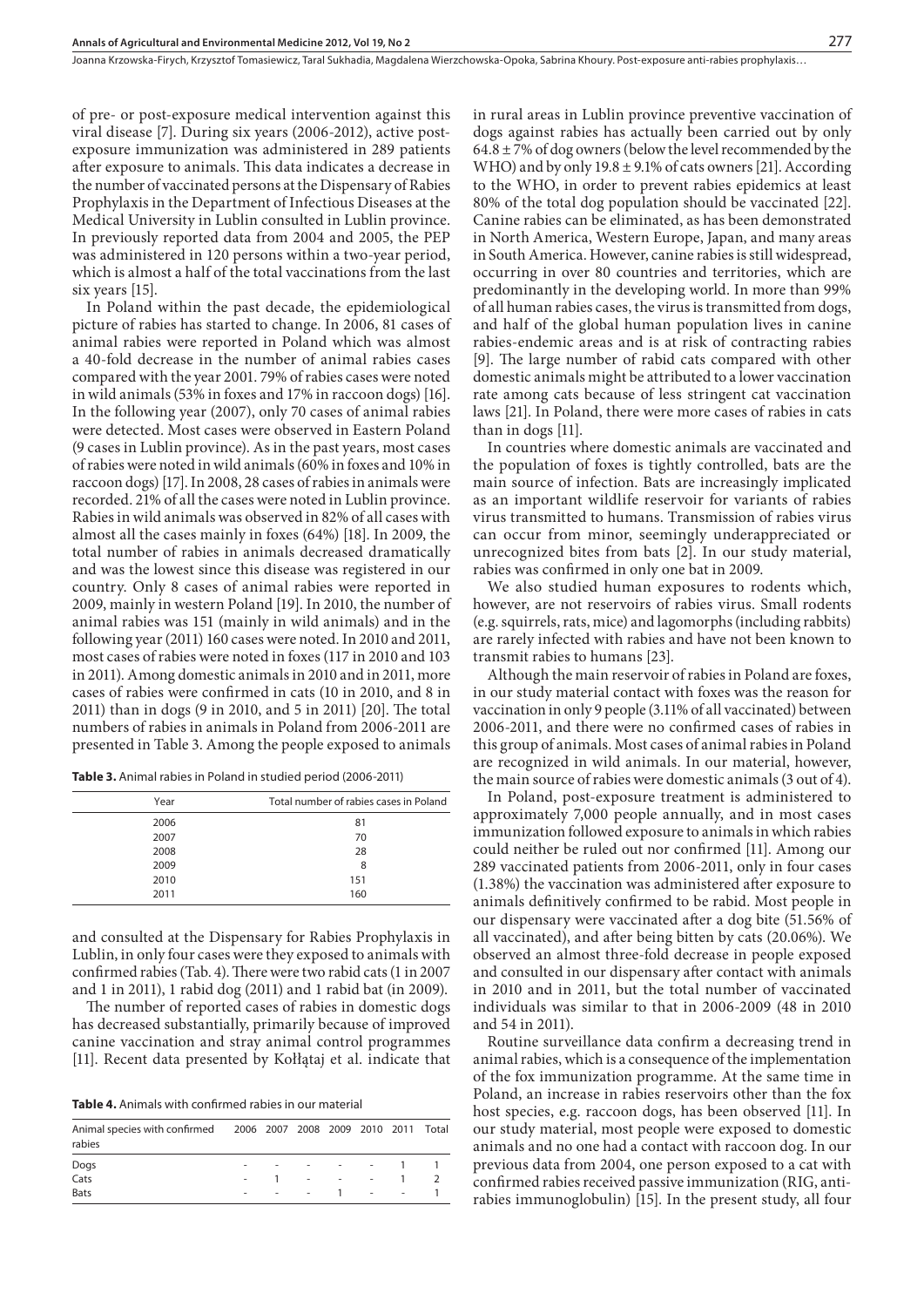of pre- or post-exposure medical intervention against this viral disease [7]. During six years (2006-2012), active post-exposure immunization was administered in 289 patients after exposure to animals. This data indicates a decrease in the number of vaccinated persons at the Dispensary of Rabies Prophylaxis in the Department of Infectious Diseases at the Medical University in Lublin consulted in Lublin province. In previously reported data from 2004 and 2005, the PEP was administered in 120 persons within a two-year period, which is almost a half of the total vaccinations from the last six years [15].

In Poland within the past decade, the epidemiological picture of rabies has started to change. In 2006, 81 cases of animal rabies were reported in Poland which was almost a 40-fold decrease in the number of animal rabies cases compared with the year 2001. 79% of rabies cases were noted in wild animals (53% in foxes and 17% in raccoon dogs) [16]. In the following year (2007), only 70 cases of animal rabies were detected. Most cases were observed in Eastern Poland (9 cases in Lublin province). As in the past years, most cases of rabies were noted in wild animals (60% in foxes and 10% in raccoon dogs) [17]. In 2008, 28 cases of rabies in animals were recorded. 21% of all the cases were noted in Lublin province. Rabies in wild animals was observed in 82% of all cases with almost all the cases mainly in foxes (64%) [18]. In 2009, the total number of rabies in animals decreased dramatically and was the lowest since this disease was registered in our country. Only 8 cases of animal rabies were reported in 2009, mainly in western Poland [19]. In 2010, the number of animal rabies was 151 (mainly in wild animals) and in the following year (2011) 160 cases were noted. In 2010 and 2011, most cases of rabies were noted in foxes (117 in 2010 and 103 in 2011). Among domestic animals in 2010 and in 2011, more cases of rabies were confirmed in cats (10 in 2010, and 8 in 2011) than in dogs (9 in 2010, and 5 in 2011) [20]. The total numbers of rabies in animals in Poland from 2006-2011 are presented in Table 3. Among the people exposed to animals and consulted at the Dispensary for Rabies Prophylaxis in Lublin, in only four cases were they exposed to animals with confirmed rabies (Tab. 4). There were two rabid cats (1 in 2007 and 1 in 2011), 1 rabid dog (2011) and 1 rabid bat (in 2009).

**Table 3.** Animal rabies in Poland in studied period (2006-2011)

| Year | Total number of rabies cases in Poland |
|---|---|
| 2006 | 81 |
| 2007 | 70 |
| 2008 | 28 |
| 2009 | 8 |
| 2010 | 151 |
| 2011 | 160 |

The number of reported cases of rabies in domestic dogs has decreased substantially, primarily because of improved canine vaccination and stray animal control programmes [11]. Recent data presented by Kołłątaj et al. indicate that in rural areas in Lublin province preventive vaccination of dogs against rabies has actually been carried out by only 64.8 ± 7% of dog owners (below the level recommended by the WHO) and by only 19.8 ± 9.1% of cats owners [21]. According to the WHO, in order to prevent rabies epidemics at least 80% of the total dog population should be vaccinated [22]. Canine rabies can be eliminated, as has been demonstrated in North America, Western Europe, Japan, and many areas in South America. However, canine rabies is still widespread, occurring in over 80 countries and territories, which are predominantly in the developing world. In more than 99% of all human rabies cases, the virus is transmitted from dogs, and half of the global human population lives in canine rabies-endemic areas and is at risk of contracting rabies [9]. The large number of rabid cats compared with other domestic animals might be attributed to a lower vaccination rate among cats because of less stringent cat vaccination laws [21]. In Poland, there were more cases of rabies in cats than in dogs [11].

**Table 4.** Animals with confirmed rabies in our material

| Animal species with confirmed rabies | 2006 | 2007 | 2008 | 2009 | 2010 | 2011 | Total |
|---|---|---|---|---|---|---|---|
| Dogs | - | - | - | - | - | 1 | 1 |
| Cats | - | 1 | - | - | - | 1 | 2 |
| Bats | - | - | - | 1 | - | - | 1 |

In countries where domestic animals are vaccinated and the population of foxes is tightly controlled, bats are the main source of infection. Bats are increasingly implicated as an important wildlife reservoir for variants of rabies virus transmitted to humans. Transmission of rabies virus can occur from minor, seemingly underappreciated or unrecognized bites from bats [2]. In our study material, rabies was confirmed in only one bat in 2009.

We also studied human exposures to rodents which, however, are not reservoirs of rabies virus. Small rodents (e.g. squirrels, rats, mice) and lagomorphs (including rabbits) are rarely infected with rabies and have not been known to transmit rabies to humans [23].

Although the main reservoir of rabies in Poland are foxes, in our study material contact with foxes was the reason for vaccination in only 9 people (3.11% of all vaccinated) between 2006-2011, and there were no confirmed cases of rabies in this group of animals. Most cases of animal rabies in Poland are recognized in wild animals. In our material, however, the main source of rabies were domestic animals (3 out of 4).

In Poland, post-exposure treatment is administered to approximately 7,000 people annually, and in most cases immunization followed exposure to animals in which rabies could neither be ruled out nor confirmed [11]. Among our 289 vaccinated patients from 2006-2011, only in four cases (1.38%) the vaccination was administered after exposure to animals definitively confirmed to be rabid. Most people in our dispensary were vaccinated after a dog bite (51.56% of all vaccinated), and after being bitten by cats (20.06%). We observed an almost three-fold decrease in people exposed and consulted in our dispensary after contact with animals in 2010 and in 2011, but the total number of vaccinated individuals was similar to that in 2006-2009 (48 in 2010 and 54 in 2011).

Routine surveillance data confirm a decreasing trend in animal rabies, which is a consequence of the implementation of the fox immunization programme. At the same time in Poland, an increase in rabies reservoirs other than the fox host species, e.g. raccoon dogs, has been observed [11]. In our study material, most people were exposed to domestic animals and no one had a contact with raccoon dog. In our previous data from 2004, one person exposed to a cat with confirmed rabies received passive immunization (RIG, anti-rabies immunoglobulin) [15]. In the present study, all four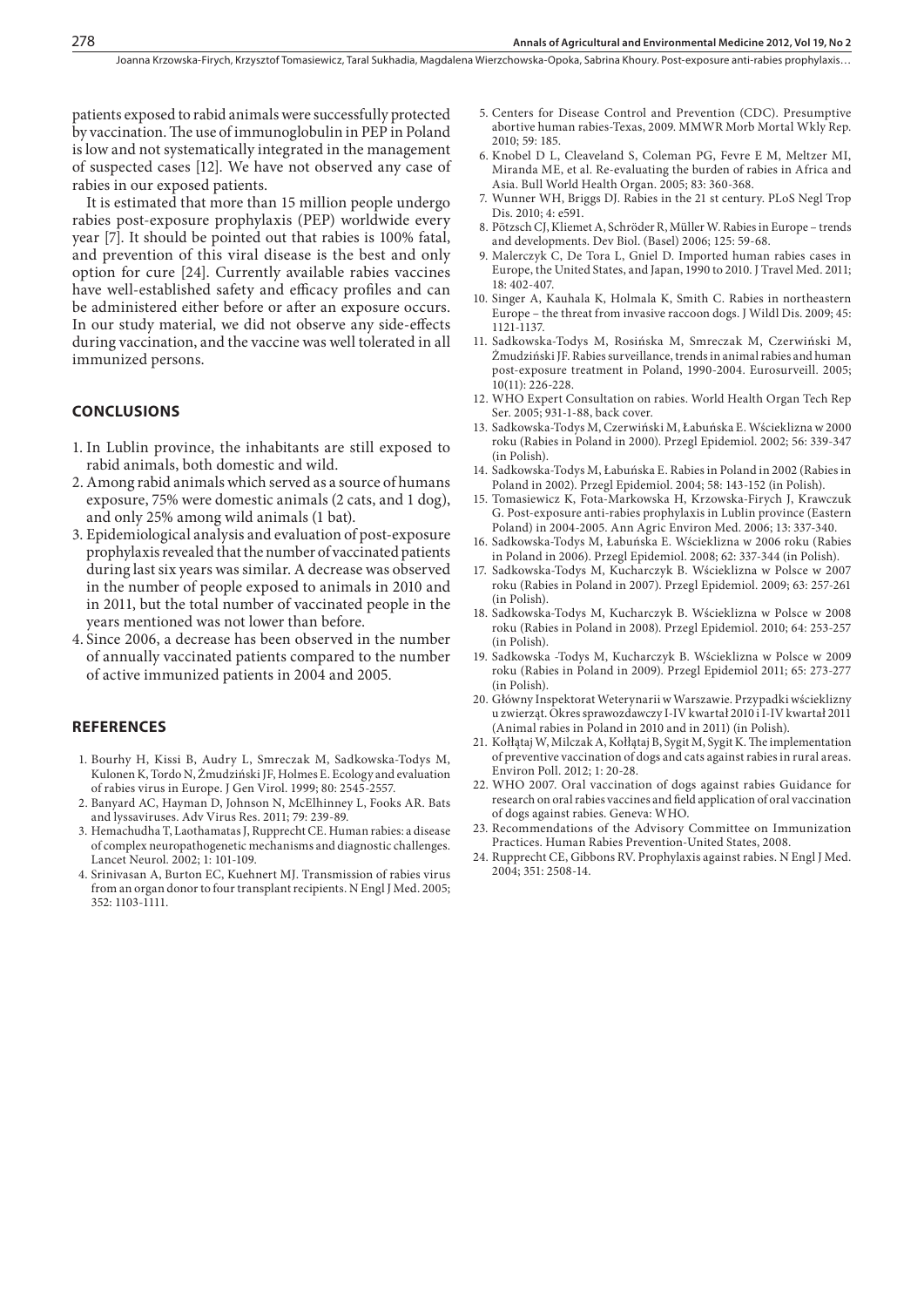patients exposed to rabid animals were successfully protected by vaccination. The use of immunoglobulin in PEP in Poland is low and not systematically integrated in the management of suspected cases [12]. We have not observed any case of rabies in our exposed patients.

It is estimated that more than 15 million people undergo rabies post-exposure prophylaxis (PEP) worldwide every year [7]. It should be pointed out that rabies is 100% fatal, and prevention of this viral disease is the best and only option for cure [24]. Currently available rabies vaccines have well-established safety and efficacy profiles and can be administered either before or after an exposure occurs. In our study material, we did not observe any side-effects during vaccination, and the vaccine was well tolerated in all immunized persons.

## CONCLUSIONS

1. In Lublin province, the inhabitants are still exposed to rabid animals, both domestic and wild.
2. Among rabid animals which served as a source of humans exposure, 75% were domestic animals (2 cats, and 1 dog), and only 25% among wild animals (1 bat).
3. Epidemiological analysis and evaluation of post-exposure prophylaxis revealed that the number of vaccinated patients during last six years was similar. A decrease was observed in the number of people exposed to animals in 2010 and in 2011, but the total number of vaccinated people in the years mentioned was not lower than before.
4. Since 2006, a decrease has been observed in the number of annually vaccinated patients compared to the number of active immunized patients in 2004 and 2005.

## REFERENCES

1. Bourhy H, Kissi B, Audry L, Smreczak M, Sadkowska-Todys M, Kulonen K, Tordo N, Żmudziński JF, Holmes E. Ecology and evaluation of rabies virus in Europe. J Gen Virol. 1999; 80: 2545-2557.
2. Banyard AC, Hayman D, Johnson N, McElhinney L, Fooks AR. Bats and lyssaviruses. Adv Virus Res. 2011; 79: 239-89.
3. Hemachudha T, Laothamatas J, Rupprecht CE. Human rabies: a disease of complex neuropathogenetic mechanisms and diagnostic challenges. Lancet Neurol. 2002; 1: 101-109.
4. Srinivasan A, Burton EC, Kuehnert MJ. Transmission of rabies virus from an organ donor to four transplant recipients. N Engl J Med. 2005; 352: 1103-1111.
5. Centers for Disease Control and Prevention (CDC). Presumptive abortive human rabies-Texas, 2009. MMWR Morb Mortal Wkly Rep. 2010; 59: 185.
6. Knobel D L, Cleaveland S, Coleman PG, Fevre E M, Meltzer MI, Miranda ME, et al. Re-evaluating the burden of rabies in Africa and Asia. Bull World Health Organ. 2005; 83: 360-368.
7. Wunner WH, Briggs DJ. Rabies in the 21 st century. PLoS Negl Trop Dis. 2010; 4: e591.
8. Pötzsch CJ, Kliemet A, Schröder R, Müller W. Rabies in Europe – trends and developments. Dev Biol. (Basel) 2006; 125: 59-68.
9. Malerczyk C, De Tora L, Gniel D. Imported human rabies cases in Europe, the United States, and Japan, 1990 to 2010. J Travel Med. 2011; 18: 402-407.
10. Singer A, Kauhala K, Holmala K, Smith C. Rabies in northeastern Europe – the threat from invasive raccoon dogs. J Wildl Dis. 2009; 45: 1121-1137.
11. Sadkowska-Todys M, Rosińska M, Smreczak M, Czerwiński M, Żmudziński JF. Rabies surveillance, trends in animal rabies and human post-exposure treatment in Poland, 1990-2004. Eurosurveill. 2005; 10(11): 226-228.
12. WHO Expert Consultation on rabies. World Health Organ Tech Rep Ser. 2005; 931-1-88, back cover.
13. Sadkowska-Todys M, Czerwiński M, Łabuńska E. Wścieklizna w 2000 roku (Rabies in Poland in 2000). Przegl Epidemiol. 2002; 56: 339-347 (in Polish).
14. Sadkowska-Todys M, Łabuńska E. Rabies in Poland in 2002 (Rabies in Poland in 2002). Przegl Epidemiol. 2004; 58: 143-152 (in Polish).
15. Tomasiewicz K, Fota-Markowska H, Krzowska-Firych J, Krawczuk G. Post-exposure anti-rabies prophylaxis in Lublin province (Eastern Poland) in 2004-2005. Ann Agric Environ Med. 2006; 13: 337-340.
16. Sadkowska-Todys M, Łabuńska E. Wścieklizna w 2006 roku (Rabies in Poland in 2006). Przegl Epidemiol. 2008; 62: 337-344 (in Polish).
17. Sadkowska-Todys M, Kucharczyk B. Wścieklizna w Polsce w 2007 roku (Rabies in Poland in 2007). Przegl Epidemiol. 2009; 63: 257-261 (in Polish).
18. Sadkowska-Todys M, Kucharczyk B. Wścieklizna w Polsce w 2008 roku (Rabies in Poland in 2008). Przegl Epidemiol. 2010; 64: 253-257 (in Polish).
19. Sadkowska -Todys M, Kucharczyk B. Wścieklizna w Polsce w 2009 roku (Rabies in Poland in 2009). Przegl Epidemiol 2011; 65: 273-277 (in Polish).
20. Główny Inspektorat Weterynarii w Warszawie. Przypadki wścieklizny u zwierząt. Okres sprawozdawczy I-IV kwartał 2010 i I-IV kwartał 2011 (Animal rabies in Poland in 2010 and in 2011) (in Polish).
21. Kołłątaj W, Milczak A, Kołłątaj B, Sygit M, Sygit K. The implementation of preventive vaccination of dogs and cats against rabies in rural areas. Environ Poll. 2012; 1: 20-28.
22. WHO 2007. Oral vaccination of dogs against rabies Guidance for research on oral rabies vaccines and field application of oral vaccination of dogs against rabies. Geneva: WHO.
23. Recommendations of the Advisory Committee on Immunization Practices. Human Rabies Prevention-United States, 2008.
24. Rupprecht CE, Gibbons RV. Prophylaxis against rabies. N Engl J Med. 2004; 351: 2508-14.